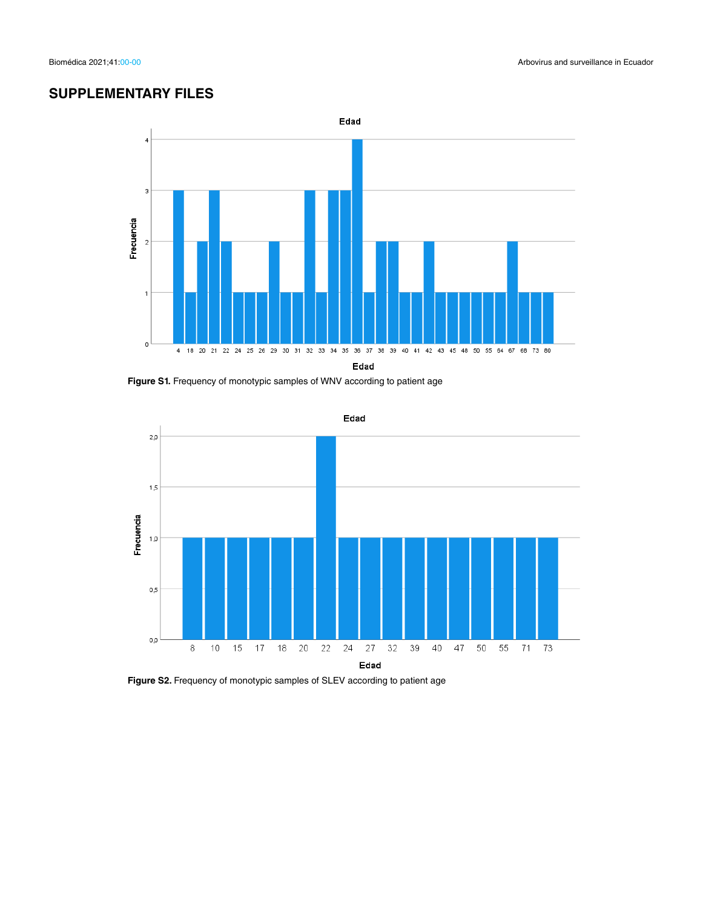## SUPPLEMENTARY FILES

**Figure S1.** Frequency of monotypic samples of WNV according to patient age

**Figure S2.** Frequency of monotypic samples of SLEV according to patient age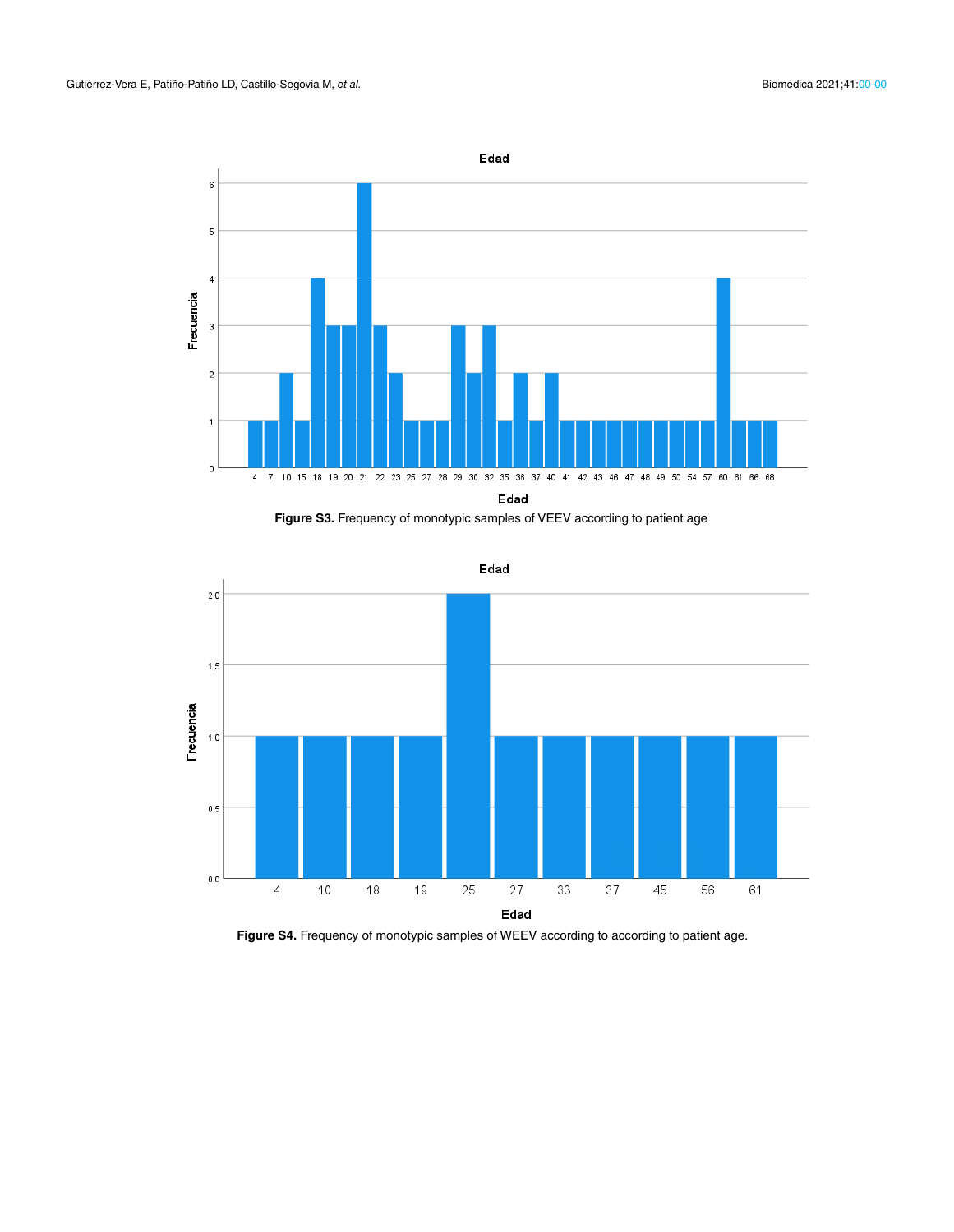**Figure S3.** Frequency of monotypic samples of VEEV according to patient age

**Figure S4.** Frequency of monotypic samples of WEEV according to according to patient age.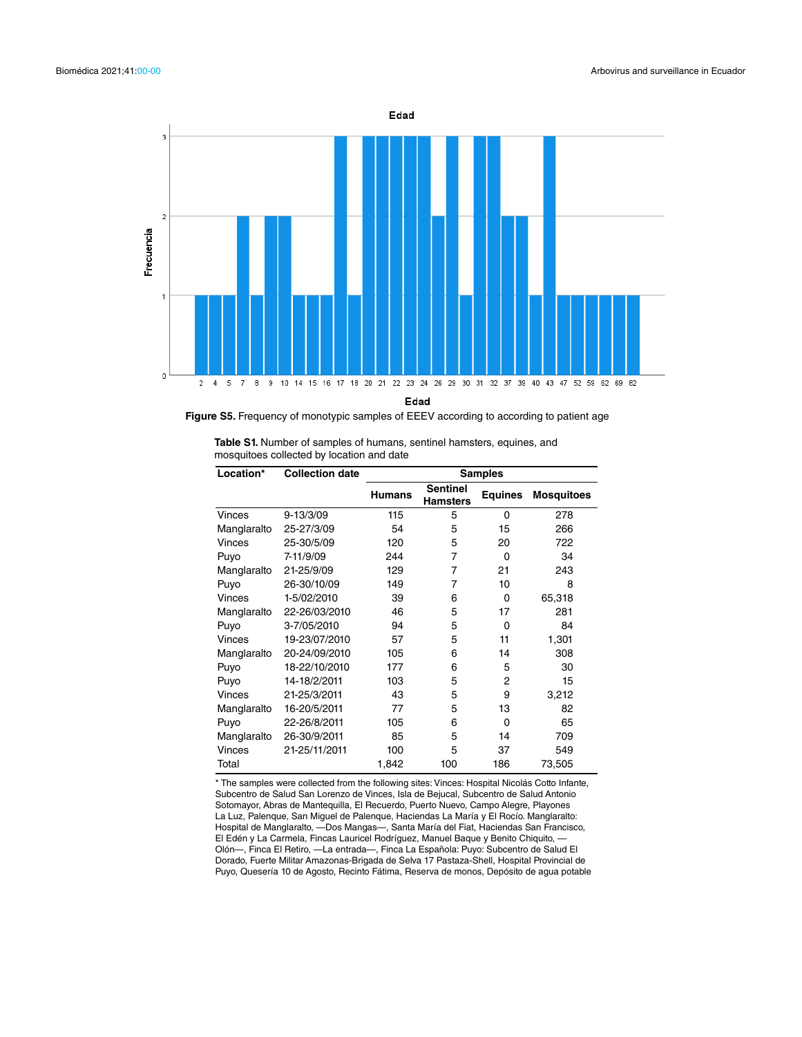Figure S5. Frequency of monotypic samples of EEEV according to according to patient age

**Table S1.** Number of samples of humans, sentinel hamsters, equines, and mosquitoes collected by location and date

| Location* | Collection date | Samples | | | |
|---|---|---|---|---|---|
| | | Humans | Sentinel Hamsters | Equines | Mosquitoes |
| Vinces | 9-13/3/09 | 115 | 5 | 0 | 278 |
| Manglaralto | 25-27/3/09 | 54 | 5 | 15 | 266 |
| Vinces | 25-30/5/09 | 120 | 5 | 20 | 722 |
| Puyo | 7-11/9/09 | 244 | 7 | 0 | 34 |
| Manglaralto | 21-25/9/09 | 129 | 7 | 21 | 243 |
| Puyo | 26-30/10/09 | 149 | 7 | 10 | 8 |
| Vinces | 1-5/02/2010 | 39 | 6 | 0 | 65,318 |
| Manglaralto | 22-26/03/2010 | 46 | 5 | 17 | 281 |
| Puyo | 3-7/05/2010 | 94 | 5 | 0 | 84 |
| Vinces | 19-23/07/2010 | 57 | 5 | 11 | 1,301 |
| Manglaralto | 20-24/09/2010 | 105 | 6 | 14 | 308 |
| Puyo | 18-22/10/2010 | 177 | 6 | 5 | 30 |
| Puyo | 14-18/2/2011 | 103 | 5 | 2 | 15 |
| Vinces | 21-25/3/2011 | 43 | 5 | 9 | 3,212 |
| Manglaralto | 16-20/5/2011 | 77 | 5 | 13 | 82 |
| Puyo | 22-26/8/2011 | 105 | 6 | 0 | 65 |
| Manglaralto | 26-30/9/2011 | 85 | 5 | 14 | 709 |
| Vinces | 21-25/11/2011 | 100 | 5 | 37 | 549 |
| Total | | 1,842 | 100 | 186 | 73,505 |

* The samples were collected from the following sites: Vinces: Hospital Nicolás Cotto Infante, Subcentro de Salud San Lorenzo de Vinces, Isla de Bejucal, Subcentro de Salud Antonio Sotomayor, Abras de Mantequilla, El Recuerdo, Puerto Nuevo, Campo Alegre, Playones La Luz, Palenque, San Miguel de Palenque, Haciendas La María y El Rocío. Manglaralto: Hospital de Manglaralto, —Dos Mangas—, Santa María del Fiat, Haciendas San Francisco, El Edén y La Carmela, Fincas Lauricel Rodríguez, Manuel Baque y Benito Chiquito, —Olón—, Finca El Retiro, —La entrada—, Finca La Española: Puyo: Subcentro de Salud El Dorado, Fuerte Militar Amazonas-Brigada de Selva 17 Pastaza-Shell, Hospital Provincial de Puyo, Quesería 10 de Agosto, Recinto Fátima, Reserva de monos, Depósito de agua potable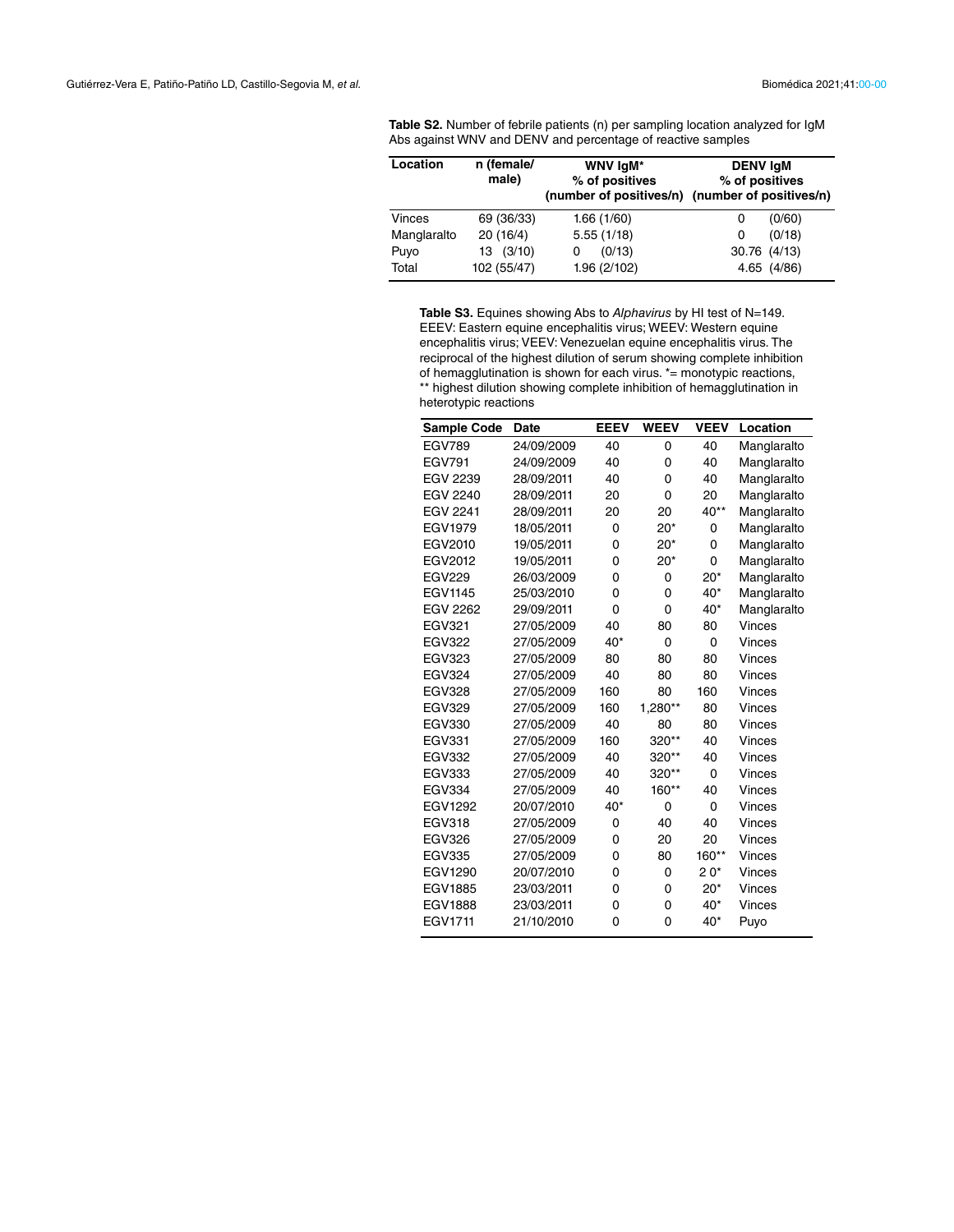**Table S2.** Number of febrile patients (n) per sampling location analyzed for IgM Abs against WNV and DENV and percentage of reactive samples

| Location | n (female/ male) | WNV IgM* % of positives (number of positives/n) | DENV IgM % of positives (number of positives/n) |
|---|---|---|---|
| Vinces | 69 (36/33) | 1.66 (1/60) | 0 (0/60) |
| Manglaralto | 20 (16/4) | 5.55 (1/18) | 0 (0/18) |
| Puyo | 13 (3/10) | 0 (0/13) | 30.76 (4/13) |
| Total | 102 (55/47) | 1.96 (2/102) | 4.65 (4/86) |

**Table S3.** Equines showing Abs to *Alphavirus* by HI test of N=149. EEEV: Eastern equine encephalitis virus; WEEV: Western equine encephalitis virus; VEEV: Venezuelan equine encephalitis virus. The reciprocal of the highest dilution of serum showing complete inhibition of hemagglutination is shown for each virus. *= monotypic reactions, ** highest dilution showing complete inhibition of hemagglutination in heterotypic reactions

| Sample Code | Date | EEEV | WEEV | VEEV | Location |
|---|---|---|---|---|---|
| EGV789 | 24/09/2009 | 40 | 0 | 40 | Manglaralto |
| EGV791 | 24/09/2009 | 40 | 0 | 40 | Manglaralto |
| EGV 2239 | 28/09/2011 | 40 | 0 | 40 | Manglaralto |
| EGV 2240 | 28/09/2011 | 20 | 0 | 20 | Manglaralto |
| EGV 2241 | 28/09/2011 | 20 | 20 | 40** | Manglaralto |
| EGV1979 | 18/05/2011 | 0 | 20* | 0 | Manglaralto |
| EGV2010 | 19/05/2011 | 0 | 20* | 0 | Manglaralto |
| EGV2012 | 19/05/2011 | 0 | 20* | 0 | Manglaralto |
| EGV229 | 26/03/2009 | 0 | 0 | 20* | Manglaralto |
| EGV1145 | 25/03/2010 | 0 | 0 | 40* | Manglaralto |
| EGV 2262 | 29/09/2011 | 0 | 0 | 40* | Manglaralto |
| EGV321 | 27/05/2009 | 40 | 80 | 80 | Vinces |
| EGV322 | 27/05/2009 | 40* | 0 | 0 | Vinces |
| EGV323 | 27/05/2009 | 80 | 80 | 80 | Vinces |
| EGV324 | 27/05/2009 | 40 | 80 | 80 | Vinces |
| EGV328 | 27/05/2009 | 160 | 80 | 160 | Vinces |
| EGV329 | 27/05/2009 | 160 | 1,280** | 80 | Vinces |
| EGV330 | 27/05/2009 | 40 | 80 | 80 | Vinces |
| EGV331 | 27/05/2009 | 160 | 320** | 40 | Vinces |
| EGV332 | 27/05/2009 | 40 | 320** | 40 | Vinces |
| EGV333 | 27/05/2009 | 40 | 320** | 0 | Vinces |
| EGV334 | 27/05/2009 | 40 | 160** | 40 | Vinces |
| EGV1292 | 20/07/2010 | 40* | 0 | 0 | Vinces |
| EGV318 | 27/05/2009 | 0 | 40 | 40 | Vinces |
| EGV326 | 27/05/2009 | 0 | 20 | 20 | Vinces |
| EGV335 | 27/05/2009 | 0 | 80 | 160** | Vinces |
| EGV1290 | 20/07/2010 | 0 | 0 | 2 0* | Vinces |
| EGV1885 | 23/03/2011 | 0 | 0 | 20* | Vinces |
| EGV1888 | 23/03/2011 | 0 | 0 | 40* | Vinces |
| EGV1711 | 21/10/2010 | 0 | 0 | 40* | Puyo |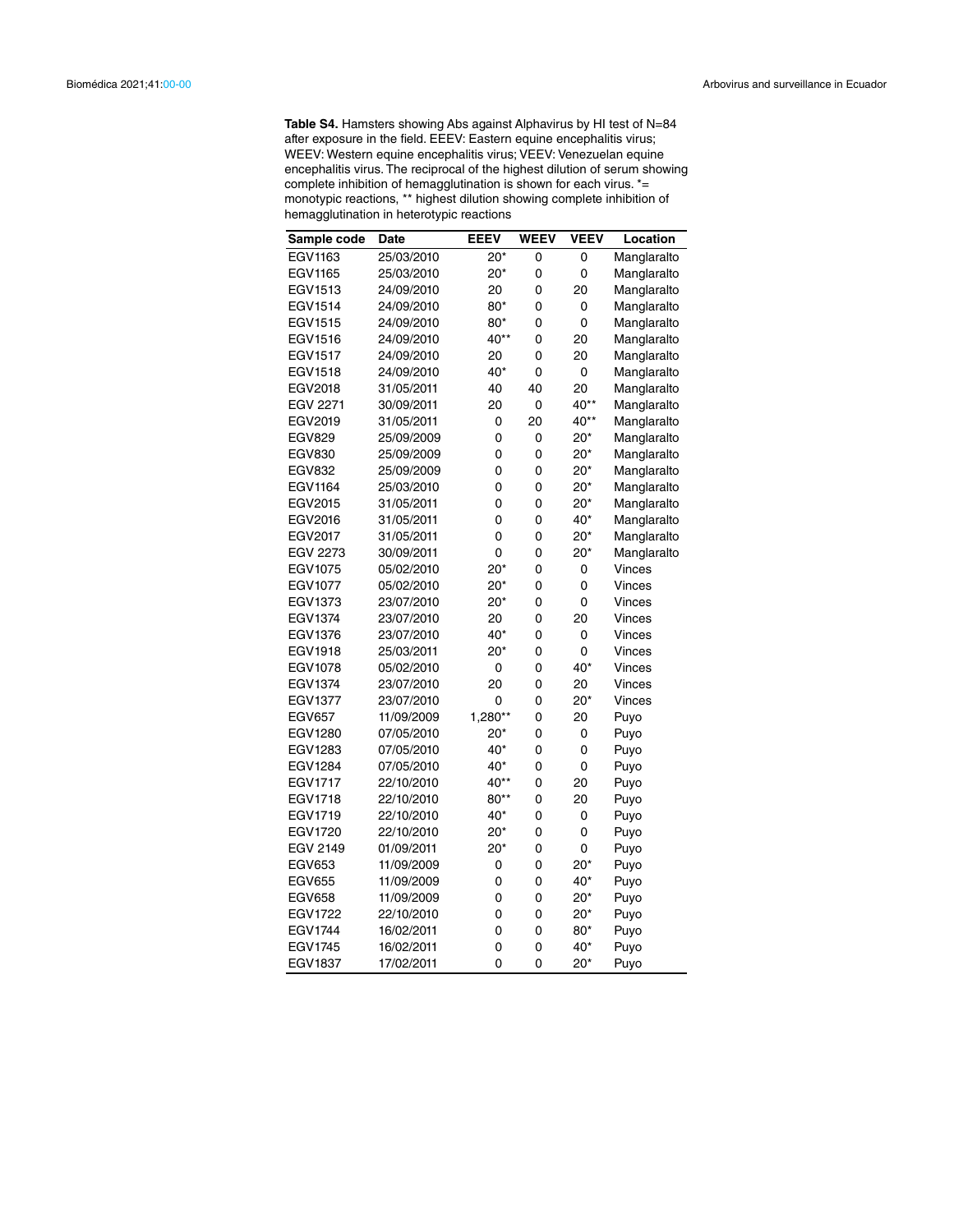**Table S4.** Hamsters showing Abs against Alphavirus by HI test of N=84 after exposure in the field. EEEV: Eastern equine encephalitis virus; WEEV: Western equine encephalitis virus; VEEV: Venezuelan equine encephalitis virus. The reciprocal of the highest dilution of serum showing complete inhibition of hemagglutination is shown for each virus. *= monotypic reactions, ** highest dilution showing complete inhibition of hemagglutination in heterotypic reactions

| Sample code | Date | EEEV | WEEV | VEEV | Location |
|---|---|---|---|---|---|
| EGV1163 | 25/03/2010 | 20* | 0 | 0 | Manglaralto |
| EGV1165 | 25/03/2010 | 20* | 0 | 0 | Manglaralto |
| EGV1513 | 24/09/2010 | 20 | 0 | 20 | Manglaralto |
| EGV1514 | 24/09/2010 | 80* | 0 | 0 | Manglaralto |
| EGV1515 | 24/09/2010 | 80* | 0 | 0 | Manglaralto |
| EGV1516 | 24/09/2010 | 40** | 0 | 20 | Manglaralto |
| EGV1517 | 24/09/2010 | 20 | 0 | 20 | Manglaralto |
| EGV1518 | 24/09/2010 | 40* | 0 | 0 | Manglaralto |
| EGV2018 | 31/05/2011 | 40 | 40 | 20 | Manglaralto |
| EGV 2271 | 30/09/2011 | 20 | 0 | 40** | Manglaralto |
| EGV2019 | 31/05/2011 | 0 | 20 | 40** | Manglaralto |
| EGV829 | 25/09/2009 | 0 | 0 | 20* | Manglaralto |
| EGV830 | 25/09/2009 | 0 | 0 | 20* | Manglaralto |
| EGV832 | 25/09/2009 | 0 | 0 | 20* | Manglaralto |
| EGV1164 | 25/03/2010 | 0 | 0 | 20* | Manglaralto |
| EGV2015 | 31/05/2011 | 0 | 0 | 20* | Manglaralto |
| EGV2016 | 31/05/2011 | 0 | 0 | 40* | Manglaralto |
| EGV2017 | 31/05/2011 | 0 | 0 | 20* | Manglaralto |
| EGV 2273 | 30/09/2011 | 0 | 0 | 20* | Manglaralto |
| EGV1075 | 05/02/2010 | 20* | 0 | 0 | Vinces |
| EGV1077 | 05/02/2010 | 20* | 0 | 0 | Vinces |
| EGV1373 | 23/07/2010 | 20* | 0 | 0 | Vinces |
| EGV1374 | 23/07/2010 | 20 | 0 | 20 | Vinces |
| EGV1376 | 23/07/2010 | 40* | 0 | 0 | Vinces |
| EGV1918 | 25/03/2011 | 20* | 0 | 0 | Vinces |
| EGV1078 | 05/02/2010 | 0 | 0 | 40* | Vinces |
| EGV1374 | 23/07/2010 | 20 | 0 | 20 | Vinces |
| EGV1377 | 23/07/2010 | 0 | 0 | 20* | Vinces |
| EGV657 | 11/09/2009 | 1,280** | 0 | 20 | Puyo |
| EGV1280 | 07/05/2010 | 20* | 0 | 0 | Puyo |
| EGV1283 | 07/05/2010 | 40* | 0 | 0 | Puyo |
| EGV1284 | 07/05/2010 | 40* | 0 | 0 | Puyo |
| EGV1717 | 22/10/2010 | 40** | 0 | 20 | Puyo |
| EGV1718 | 22/10/2010 | 80** | 0 | 20 | Puyo |
| EGV1719 | 22/10/2010 | 40* | 0 | 0 | Puyo |
| EGV1720 | 22/10/2010 | 20* | 0 | 0 | Puyo |
| EGV 2149 | 01/09/2011 | 20* | 0 | 0 | Puyo |
| EGV653 | 11/09/2009 | 0 | 0 | 20* | Puyo |
| EGV655 | 11/09/2009 | 0 | 0 | 40* | Puyo |
| EGV658 | 11/09/2009 | 0 | 0 | 20* | Puyo |
| EGV1722 | 22/10/2010 | 0 | 0 | 20* | Puyo |
| EGV1744 | 16/02/2011 | 0 | 0 | 80* | Puyo |
| EGV1745 | 16/02/2011 | 0 | 0 | 40* | Puyo |
| EGV1837 | 17/02/2011 | 0 | 0 | 20* | Puyo |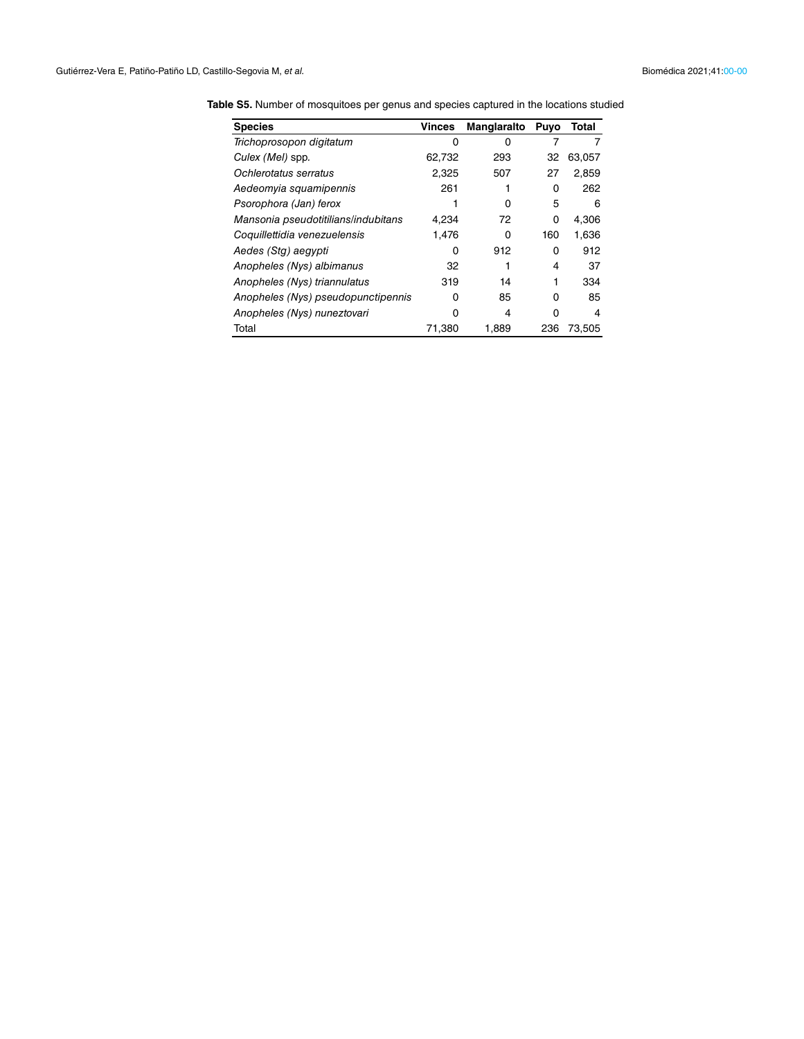**Table S5.** Number of mosquitoes per genus and species captured in the locations studied

| Species | Vinces | Manglaralto | Puyo | Total |
|---|---|---|---|---|
| *Trichoprosopon digitatum* | 0 | 0 | 7 | 7 |
| *Culex (Mel)* spp. | 62,732 | 293 | 32 | 63,057 |
| *Ochlerotatus serratus* | 2,325 | 507 | 27 | 2,859 |
| *Aedeomyia squamipennis* | 261 | 1 | 0 | 262 |
| *Psorophora (Jan) ferox* | 1 | 0 | 5 | 6 |
| *Mansonia pseudotitilians/indubitans* | 4,234 | 72 | 0 | 4,306 |
| *Coquillettidia venezuelensis* | 1,476 | 0 | 160 | 1,636 |
| *Aedes (Stg) aegypti* | 0 | 912 | 0 | 912 |
| *Anopheles (Nys) albimanus* | 32 | 1 | 4 | 37 |
| *Anopheles (Nys) triannulatus* | 319 | 14 | 1 | 334 |
| *Anopheles (Nys) pseudopunctipennis* | 0 | 85 | 0 | 85 |
| *Anopheles (Nys) nuneztovari* | 0 | 4 | 0 | 4 |
| Total | 71,380 | 1,889 | 236 | 73,505 |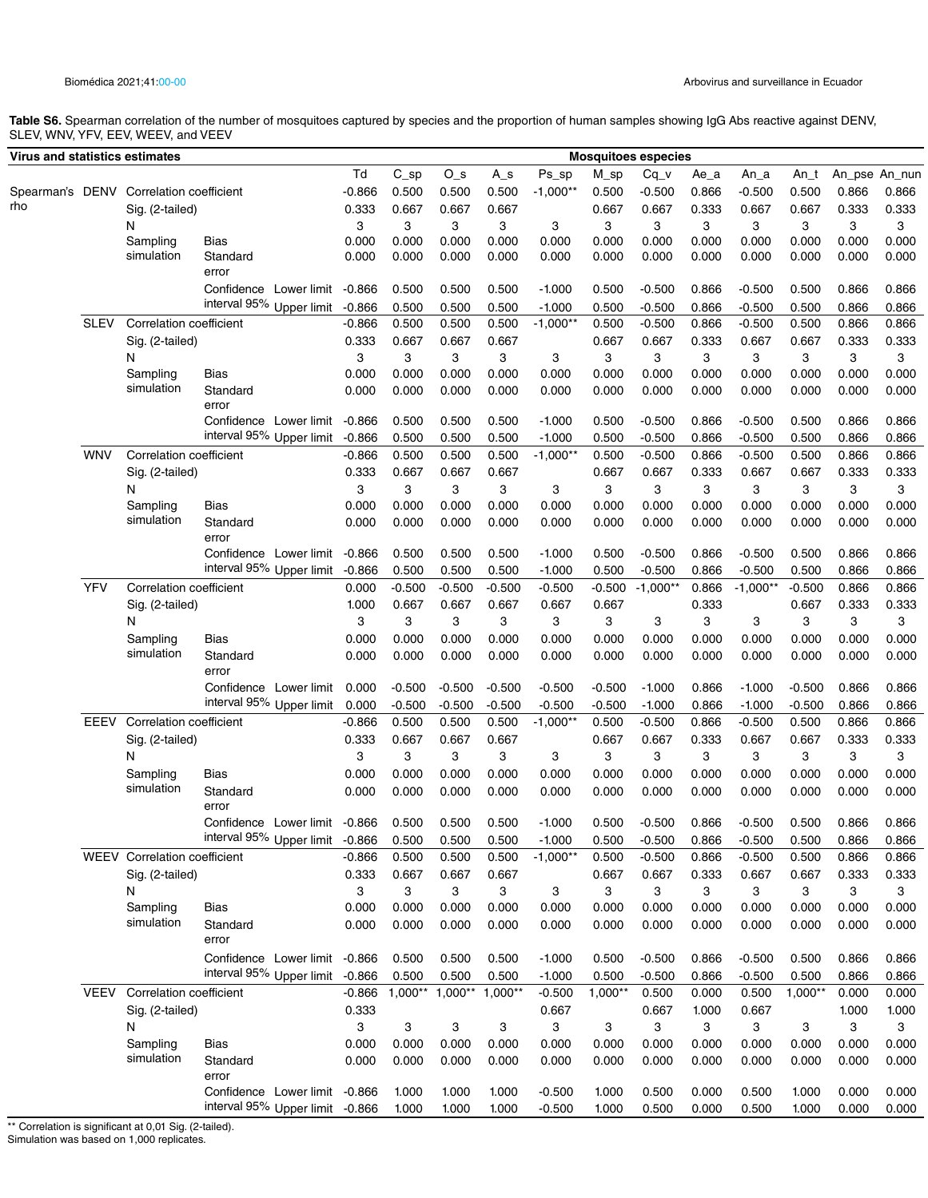**Table S6.** Spearman correlation of the number of mosquitoes captured by species and the proportion of human samples showing IgG Abs reactive against DENV, SLEV, WNV, YFV, EEV, WEEV, and VEEV

| Virus and statistics estimates | | | | | Td | C_sp | O_s | A_s | Ps_sp | M_sp | Cq_v | Ae_a | An_a | An_t | An_pse | An_nun |
|---|---|---|---|---|---|---|---|---|---|---|---|---|---|---|---|---|
| | | | | | **Mosquitoes especies** | | | | | | | | | | | |
| Spearman's rho | DENV | Correlation coefficient | | | -0.866 | 0.500 | 0.500 | 0.500 | -1,000** | 0.500 | -0.500 | 0.866 | -0.500 | 0.500 | 0.866 | 0.866 |
| | | Sig. (2-tailed) | | | 0.333 | 0.667 | 0.667 | 0.667 | | 0.667 | 0.667 | 0.333 | 0.667 | 0.667 | 0.333 | 0.333 |
| | | N | | | 3 | 3 | 3 | 3 | 3 | 3 | 3 | 3 | 3 | 3 | 3 | 3 |
| | | Sampling simulation | Bias | | 0.000 | 0.000 | 0.000 | 0.000 | 0.000 | 0.000 | 0.000 | 0.000 | 0.000 | 0.000 | 0.000 | 0.000 |
| | | | Standard error | | 0.000 | 0.000 | 0.000 | 0.000 | 0.000 | 0.000 | 0.000 | 0.000 | 0.000 | 0.000 | 0.000 | 0.000 |
| | | | Confidence interval 95% | Lower limit | -0.866 | 0.500 | 0.500 | 0.500 | -1.000 | 0.500 | -0.500 | 0.866 | -0.500 | 0.500 | 0.866 | 0.866 |
| | | | | Upper limit | -0.866 | 0.500 | 0.500 | 0.500 | -1.000 | 0.500 | -0.500 | 0.866 | -0.500 | 0.500 | 0.866 | 0.866 |
| | SLEV | Correlation coefficient | | | -0.866 | 0.500 | 0.500 | 0.500 | -1,000** | 0.500 | -0.500 | 0.866 | -0.500 | 0.500 | 0.866 | 0.866 |
| | | Sig. (2-tailed) | | | 0.333 | 0.667 | 0.667 | 0.667 | | 0.667 | 0.667 | 0.333 | 0.667 | 0.667 | 0.333 | 0.333 |
| | | N | | | 3 | 3 | 3 | 3 | 3 | 3 | 3 | 3 | 3 | 3 | 3 | 3 |
| | | Sampling simulation | Bias | | 0.000 | 0.000 | 0.000 | 0.000 | 0.000 | 0.000 | 0.000 | 0.000 | 0.000 | 0.000 | 0.000 | 0.000 |
| | | | Standard error | | 0.000 | 0.000 | 0.000 | 0.000 | 0.000 | 0.000 | 0.000 | 0.000 | 0.000 | 0.000 | 0.000 | 0.000 |
| | | | Confidence interval 95% | Lower limit | -0.866 | 0.500 | 0.500 | 0.500 | -1.000 | 0.500 | -0.500 | 0.866 | -0.500 | 0.500 | 0.866 | 0.866 |
| | | | | Upper limit | -0.866 | 0.500 | 0.500 | 0.500 | -1.000 | 0.500 | -0.500 | 0.866 | -0.500 | 0.500 | 0.866 | 0.866 |
| | WNV | Correlation coefficient | | | -0.866 | 0.500 | 0.500 | 0.500 | -1,000** | 0.500 | -0.500 | 0.866 | -0.500 | 0.500 | 0.866 | 0.866 |
| | | Sig. (2-tailed) | | | 0.333 | 0.667 | 0.667 | 0.667 | | 0.667 | 0.667 | 0.333 | 0.667 | 0.667 | 0.333 | 0.333 |
| | | N | | | 3 | 3 | 3 | 3 | 3 | 3 | 3 | 3 | 3 | 3 | 3 | 3 |
| | | Sampling simulation | Bias | | 0.000 | 0.000 | 0.000 | 0.000 | 0.000 | 0.000 | 0.000 | 0.000 | 0.000 | 0.000 | 0.000 | 0.000 |
| | | | Standard error | | 0.000 | 0.000 | 0.000 | 0.000 | 0.000 | 0.000 | 0.000 | 0.000 | 0.000 | 0.000 | 0.000 | 0.000 |
| | | | Confidence interval 95% | Lower limit | -0.866 | 0.500 | 0.500 | 0.500 | -1.000 | 0.500 | -0.500 | 0.866 | -0.500 | 0.500 | 0.866 | 0.866 |
| | | | | Upper limit | -0.866 | 0.500 | 0.500 | 0.500 | -1.000 | 0.500 | -0.500 | 0.866 | -0.500 | 0.500 | 0.866 | 0.866 |
| | YFV | Correlation coefficient | | | 0.000 | -0.500 | -0.500 | -0.500 | -0.500 | -0.500 | -1,000** | 0.866 | -1,000** | -0.500 | 0.866 | 0.866 |
| | | Sig. (2-tailed) | | | 1.000 | 0.667 | 0.667 | 0.667 | 0.667 | 0.667 | | 0.333 | | 0.667 | 0.333 | 0.333 |
| | | N | | | 3 | 3 | 3 | 3 | 3 | 3 | 3 | 3 | 3 | 3 | 3 | 3 |
| | | Sampling simulation | Bias | | 0.000 | 0.000 | 0.000 | 0.000 | 0.000 | 0.000 | 0.000 | 0.000 | 0.000 | 0.000 | 0.000 | 0.000 |
| | | | Standard error | | 0.000 | 0.000 | 0.000 | 0.000 | 0.000 | 0.000 | 0.000 | 0.000 | 0.000 | 0.000 | 0.000 | 0.000 |
| | | | Confidence interval 95% | Lower limit | 0.000 | -0.500 | -0.500 | -0.500 | -0.500 | -0.500 | -1.000 | 0.866 | -1.000 | -0.500 | 0.866 | 0.866 |
| | | | | Upper limit | 0.000 | -0.500 | -0.500 | -0.500 | -0.500 | -0.500 | -1.000 | 0.866 | -1.000 | -0.500 | 0.866 | 0.866 |
| | EEEV | Correlation coefficient | | | -0.866 | 0.500 | 0.500 | 0.500 | -1,000** | 0.500 | -0.500 | 0.866 | -0.500 | 0.500 | 0.866 | 0.866 |
| | | Sig. (2-tailed) | | | 0.333 | 0.667 | 0.667 | 0.667 | | 0.667 | 0.667 | 0.333 | 0.667 | 0.667 | 0.333 | 0.333 |
| | | N | | | 3 | 3 | 3 | 3 | 3 | 3 | 3 | 3 | 3 | 3 | 3 | 3 |
| | | Sampling simulation | Bias | | 0.000 | 0.000 | 0.000 | 0.000 | 0.000 | 0.000 | 0.000 | 0.000 | 0.000 | 0.000 | 0.000 | 0.000 |
| | | | Standard error | | 0.000 | 0.000 | 0.000 | 0.000 | 0.000 | 0.000 | 0.000 | 0.000 | 0.000 | 0.000 | 0.000 | 0.000 |
| | | | Confidence interval 95% | Lower limit | -0.866 | 0.500 | 0.500 | 0.500 | -1.000 | 0.500 | -0.500 | 0.866 | -0.500 | 0.500 | 0.866 | 0.866 |
| | | | | Upper limit | -0.866 | 0.500 | 0.500 | 0.500 | -1.000 | 0.500 | -0.500 | 0.866 | -0.500 | 0.500 | 0.866 | 0.866 |
| | WEEV | Correlation coefficient | | | -0.866 | 0.500 | 0.500 | 0.500 | -1,000** | 0.500 | -0.500 | 0.866 | -0.500 | 0.500 | 0.866 | 0.866 |
| | | Sig. (2-tailed) | | | 0.333 | 0.667 | 0.667 | 0.667 | | 0.667 | 0.667 | 0.333 | 0.667 | 0.667 | 0.333 | 0.333 |
| | | N | | | 3 | 3 | 3 | 3 | 3 | 3 | 3 | 3 | 3 | 3 | 3 | 3 |
| | | Sampling simulation | Bias | | 0.000 | 0.000 | 0.000 | 0.000 | 0.000 | 0.000 | 0.000 | 0.000 | 0.000 | 0.000 | 0.000 | 0.000 |
| | | | Standard error | | 0.000 | 0.000 | 0.000 | 0.000 | 0.000 | 0.000 | 0.000 | 0.000 | 0.000 | 0.000 | 0.000 | 0.000 |
| | | | Confidence interval 95% | Lower limit | -0.866 | 0.500 | 0.500 | 0.500 | -1.000 | 0.500 | -0.500 | 0.866 | -0.500 | 0.500 | 0.866 | 0.866 |
| | | | | Upper limit | -0.866 | 0.500 | 0.500 | 0.500 | -1.000 | 0.500 | -0.500 | 0.866 | -0.500 | 0.500 | 0.866 | 0.866 |
| | VEEV | Correlation coefficient | | | -0.866 | 1,000** | 1,000** | 1,000** | -0.500 | 1,000** | 0.500 | 0.000 | 0.500 | 1,000** | 0.000 | 0.000 |
| | | Sig. (2-tailed) | | | 0.333 | | | | 0.667 | | 0.667 | 1.000 | 0.667 | | 1.000 | 1.000 |
| | | N | | | 3 | 3 | 3 | 3 | 3 | 3 | 3 | 3 | 3 | 3 | 3 | 3 |
| | | Sampling simulation | Bias | | 0.000 | 0.000 | 0.000 | 0.000 | 0.000 | 0.000 | 0.000 | 0.000 | 0.000 | 0.000 | 0.000 | 0.000 |
| | | | Standard error | | 0.000 | 0.000 | 0.000 | 0.000 | 0.000 | 0.000 | 0.000 | 0.000 | 0.000 | 0.000 | 0.000 | 0.000 |
| | | | Confidence interval 95% | Lower limit | -0.866 | 1.000 | 1.000 | 1.000 | -0.500 | 1.000 | 0.500 | 0.000 | 0.500 | 1.000 | 0.000 | 0.000 |
| | | | | Upper limit | -0.866 | 1.000 | 1.000 | 1.000 | -0.500 | 1.000 | 0.500 | 0.000 | 0.500 | 1.000 | 0.000 | 0.000 |

** Correlation is significant at 0,01 Sig. (2-tailed).
Simulation was based on 1,000 replicates.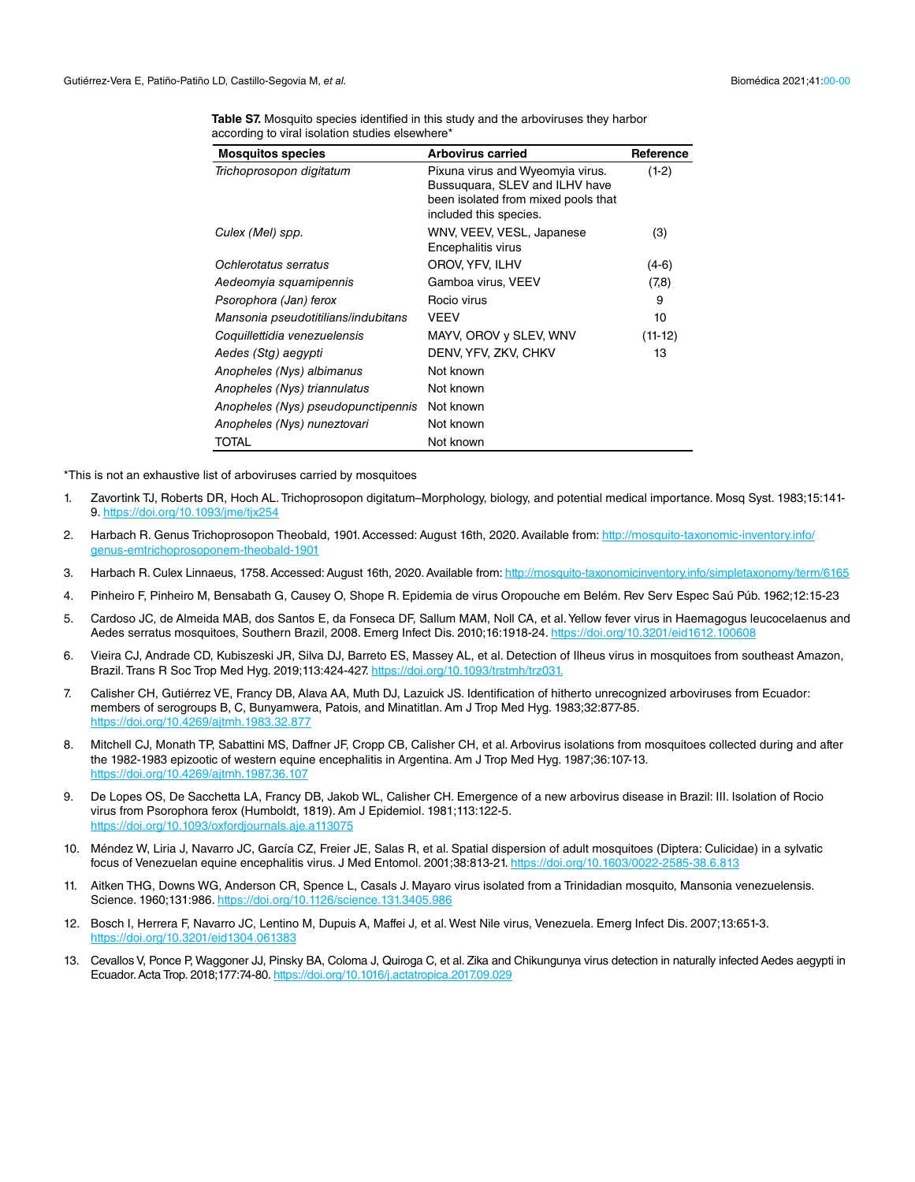**Table S7.** Mosquito species identified in this study and the arboviruses they harbor according to viral isolation studies elsewhere*

| Mosquitos species | Arbovirus carried | Reference |
|---|---|---|
| *Trichoprosopon digitatum* | Pixuna virus and Wyeomyia virus. Bussuquara, SLEV and ILHV have been isolated from mixed pools that included this species. | (1-2) |
| *Culex (Mel) spp.* | WNV, VEEV, VESL, Japanese Encephalitis virus | (3) |
| *Ochlerotatus serratus* | OROV, YFV, ILHV | (4-6) |
| *Aedeomyia squamipennis* | Gamboa virus, VEEV | (7,8) |
| *Psorophora (Jan) ferox* | Rocio virus | 9 |
| *Mansonia pseudotitilians/indubitans* | VEEV | 10 |
| *Coquillettidia venezuelensis* | MAYV, OROV y SLEV, WNV | (11-12) |
| *Aedes (Stg) aegypti* | DENV, YFV, ZKV, CHKV | 13 |
| *Anopheles (Nys) albimanus* | Not known | |
| *Anopheles (Nys) triannulatus* | Not known | |
| *Anopheles (Nys) pseudopunctipennis* | Not known | |
| *Anopheles (Nys) nuneztovari* | Not known | |
| TOTAL | Not known | |

*This is not an exhaustive list of arboviruses carried by mosquitoes

1. Zavortink TJ, Roberts DR, Hoch AL. Trichoprosopon digitatum–Morphology, biology, and potential medical importance. Mosq Syst. 1983;15:141-9. https://doi.org/10.1093/jme/tjx254
2. Harbach R. Genus Trichoprosopon Theobald, 1901. Accessed: August 16th, 2020. Available from: http://mosquito-taxonomic-inventory.info/genus-emtrichoprosoponem-theobald-1901
3. Harbach R. Culex Linnaeus, 1758. Accessed: August 16th, 2020. Available from: http://mosquito-taxonomicinventory.info/simpletaxonomy/term/6165
4. Pinheiro F, Pinheiro M, Bensabath G, Causey O, Shope R. Epidemia de virus Oropouche em Belém. Rev Serv Espec Saú Púb. 1962;12:15-23
5. Cardoso JC, de Almeida MAB, dos Santos E, da Fonseca DF, Sallum MAM, Noll CA, et al. Yellow fever virus in Haemagogus leucocelaenus and Aedes serratus mosquitoes, Southern Brazil, 2008. Emerg Infect Dis. 2010;16:1918-24. https://doi.org/10.3201/eid1612.100608
6. Vieira CJ, Andrade CD, Kubiszeski JR, Silva DJ, Barreto ES, Massey AL, et al. Detection of Ilheus virus in mosquitoes from southeast Amazon, Brazil. Trans R Soc Trop Med Hyg. 2019;113:424-427. https://doi.org/10.1093/trstmh/trz031.
7. Calisher CH, Gutiérrez VE, Francy DB, Alava AA, Muth DJ, Lazuick JS. Identification of hitherto unrecognized arboviruses from Ecuador: members of serogroups B, C, Bunyamwera, Patois, and Minatitlan. Am J Trop Med Hyg. 1983;32:877-85. https://doi.org/10.4269/ajtmh.1983.32.877
8. Mitchell CJ, Monath TP, Sabattini MS, Daffner JF, Cropp CB, Calisher CH, et al. Arbovirus isolations from mosquitoes collected during and after the 1982-1983 epizootic of western equine encephalitis in Argentina. Am J Trop Med Hyg. 1987;36:107-13. https://doi.org/10.4269/ajtmh.1987.36.107
9. De Lopes OS, De Sacchetta LA, Francy DB, Jakob WL, Calisher CH. Emergence of a new arbovirus disease in Brazil: III. Isolation of Rocio virus from Psorophora ferox (Humboldt, 1819). Am J Epidemiol. 1981;113:122-5. https://doi.org/10.1093/oxfordjournals.aje.a113075
10. Méndez W, Liria J, Navarro JC, García CZ, Freier JE, Salas R, et al. Spatial dispersion of adult mosquitoes (Diptera: Culicidae) in a sylvatic focus of Venezuelan equine encephalitis virus. J Med Entomol. 2001;38:813-21. https://doi.org/10.1603/0022-2585-38.6.813
11. Aitken THG, Downs WG, Anderson CR, Spence L, Casals J. Mayaro virus isolated from a Trinidadian mosquito, Mansonia venezuelensis. Science. 1960;131:986. https://doi.org/10.1126/science.131.3405.986
12. Bosch I, Herrera F, Navarro JC, Lentino M, Dupuis A, Maffei J, et al. West Nile virus, Venezuela. Emerg Infect Dis. 2007;13:651-3. https://doi.org/10.3201/eid1304.061383
13. Cevallos V, Ponce P, Waggoner JJ, Pinsky BA, Coloma J, Quiroga C, et al. Zika and Chikungunya virus detection in naturally infected Aedes aegypti in Ecuador. Acta Trop. 2018;177:74-80. https://doi.org/10.1016/j.actatropica.2017.09.029